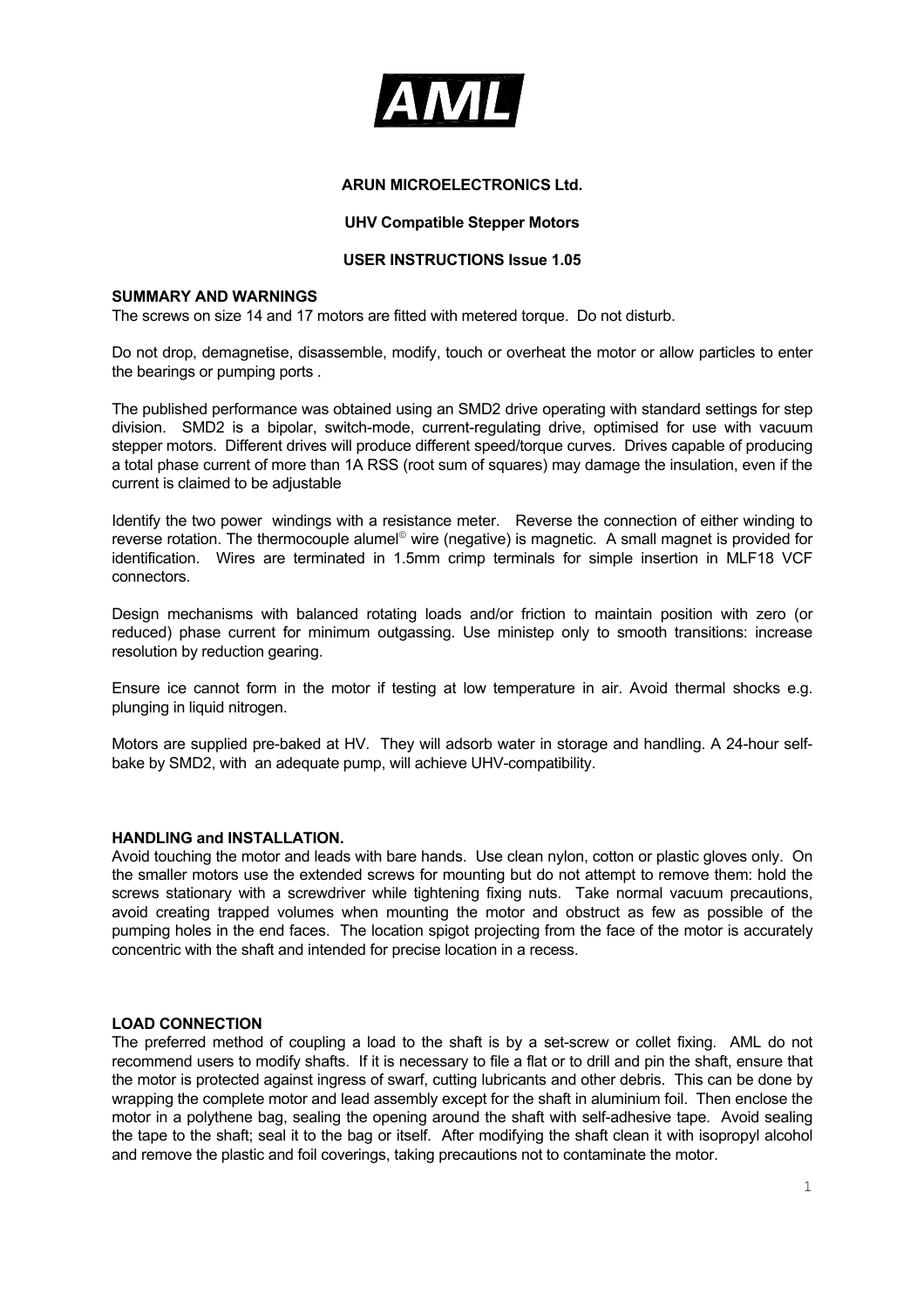# AML

**ARUN MICROELECTRONICS Ltd.**

**UHV Compatible Stepper Motors**

**USER INSTRUCTIONS Issue 1.05**

**SUMMARY AND WARNINGS**

The screws on size 14 and 17 motors are fitted with metered torque. Do not disturb.

Do not drop, demagnetise, disassemble, modify, touch or overheat the motor or allow particles to enter the bearings or pumping ports .

The published performance was obtained using an SMD2 drive operating with standard settings for step division. SMD2 is a bipolar, switch-mode, current-regulating drive, optimised for use with vacuum stepper motors. Different drives will produce different speed/torque curves. Drives capable of producing a total phase current of more than 1A RSS (root sum of squares) may damage the insulation, even if the current is claimed to be adjustable

Identify the two power windings with a resistance meter. Reverse the connection of either winding to reverse rotation. The thermocouple alumel© wire (negative) is magnetic. A small magnet is provided for identification. Wires are terminated in 1.5mm crimp terminals for simple insertion in MLF18 VCF connectors.

Design mechanisms with balanced rotating loads and/or friction to maintain position with zero (or reduced) phase current for minimum outgassing. Use ministep only to smooth transitions: increase resolution by reduction gearing.

Ensure ice cannot form in the motor if testing at low temperature in air. Avoid thermal shocks e.g. plunging in liquid nitrogen.

Motors are supplied pre-baked at HV. They will adsorb water in storage and handling. A 24-hour self-bake by SMD2, with an adequate pump, will achieve UHV-compatibility.

**HANDLING and INSTALLATION.**

Avoid touching the motor and leads with bare hands. Use clean nylon, cotton or plastic gloves only. On the smaller motors use the extended screws for mounting but do not attempt to remove them: hold the screws stationary with a screwdriver while tightening fixing nuts. Take normal vacuum precautions, avoid creating trapped volumes when mounting the motor and obstruct as few as possible of the pumping holes in the end faces. The location spigot projecting from the face of the motor is accurately concentric with the shaft and intended for precise location in a recess.

**LOAD CONNECTION**

The preferred method of coupling a load to the shaft is by a set-screw or collet fixing. AML do not recommend users to modify shafts. If it is necessary to file a flat or to drill and pin the shaft, ensure that the motor is protected against ingress of swarf, cutting lubricants and other debris. This can be done by wrapping the complete motor and lead assembly except for the shaft in aluminium foil. Then enclose the motor in a polythene bag, sealing the opening around the shaft with self-adhesive tape. Avoid sealing the tape to the shaft; seal it to the bag or itself. After modifying the shaft clean it with isopropyl alcohol and remove the plastic and foil coverings, taking precautions not to contaminate the motor.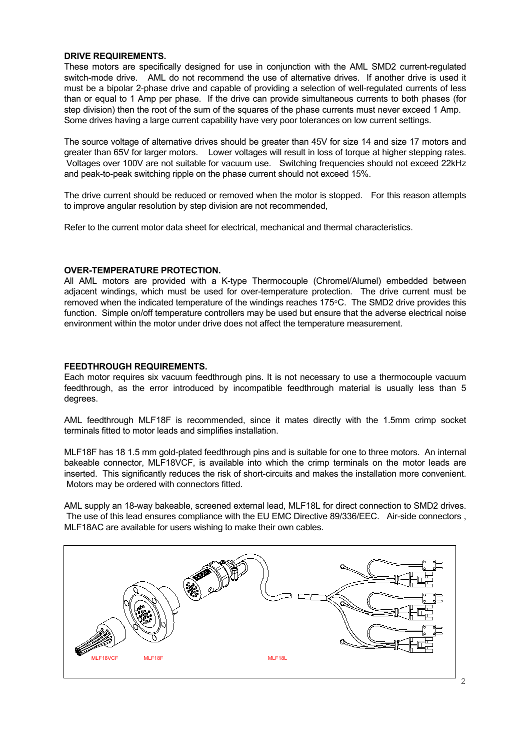**DRIVE REQUIREMENTS.**

These motors are specifically designed for use in conjunction with the AML SMD2 current-regulated switch-mode drive. AML do not recommend the use of alternative drives. If another drive is used it must be a bipolar 2-phase drive and capable of providing a selection of well-regulated currents of less than or equal to 1 Amp per phase. If the drive can provide simultaneous currents to both phases (for step division) then the root of the sum of the squares of the phase currents must never exceed 1 Amp. Some drives having a large current capability have very poor tolerances on low current settings.

The source voltage of alternative drives should be greater than 45V for size 14 and size 17 motors and greater than 65V for larger motors. Lower voltages will result in loss of torque at higher stepping rates. Voltages over 100V are not suitable for vacuum use. Switching frequencies should not exceed 22kHz and peak-to-peak switching ripple on the phase current should not exceed 15%.

The drive current should be reduced or removed when the motor is stopped. For this reason attempts to improve angular resolution by step division are not recommended,

Refer to the current motor data sheet for electrical, mechanical and thermal characteristics.

**OVER-TEMPERATURE PROTECTION.**

All AML motors are provided with a K-type Thermocouple (Chromel/Alumel) embedded between adjacent windings, which must be used for over-temperature protection. The drive current must be removed when the indicated temperature of the windings reaches 175°C. The SMD2 drive provides this function. Simple on/off temperature controllers may be used but ensure that the adverse electrical noise environment within the motor under drive does not affect the temperature measurement.

**FEEDTHROUGH REQUIREMENTS.**

Each motor requires six vacuum feedthrough pins. It is not necessary to use a thermocouple vacuum feedthrough, as the error introduced by incompatible feedthrough material is usually less than 5 degrees.

AML feedthrough MLF18F is recommended, since it mates directly with the 1.5mm crimp socket terminals fitted to motor leads and simplifies installation.

MLF18F has 18 1.5 mm gold-plated feedthrough pins and is suitable for one to three motors. An internal bakeable connector, MLF18VCF, is available into which the crimp terminals on the motor leads are inserted. This significantly reduces the risk of short-circuits and makes the installation more convenient. Motors may be ordered with connectors fitted.

AML supply an 18-way bakeable, screened external lead, MLF18L for direct connection to SMD2 drives. The use of this lead ensures compliance with the EU EMC Directive 89/336/EEC. Air-side connectors , MLF18AC are available for users wishing to make their own cables.

MLF18VCF MLF18F MLF18L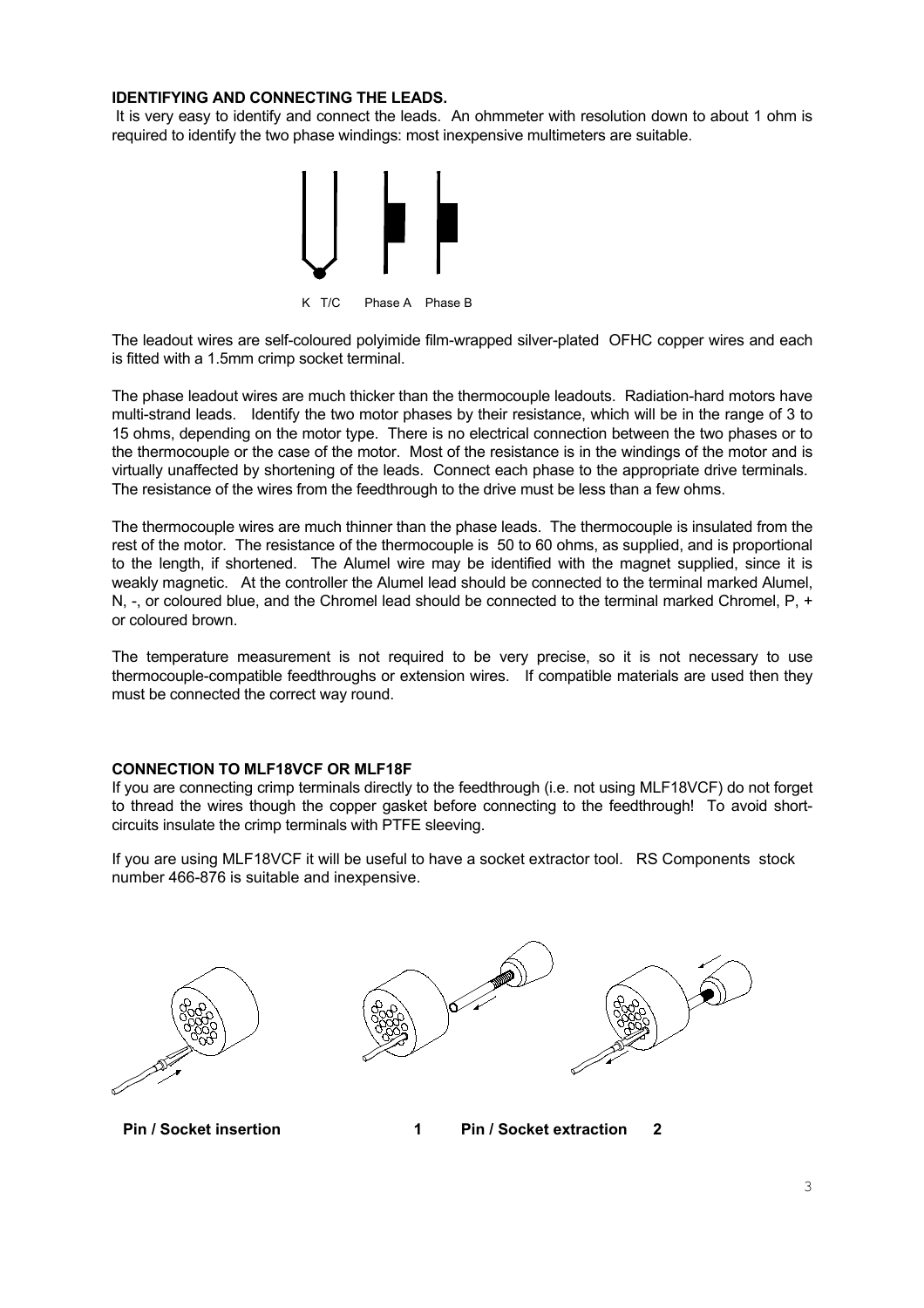**IDENTIFYING AND CONNECTING THE LEADS.**

It is very easy to identify and connect the leads. An ohmmeter with resolution down to about 1 ohm is required to identify the two phase windings: most inexpensive multimeters are suitable.

K T/C Phase A Phase B

The leadout wires are self-coloured polyimide film-wrapped silver-plated OFHC copper wires and each is fitted with a 1.5mm crimp socket terminal.

The phase leadout wires are much thicker than the thermocouple leadouts. Radiation-hard motors have multi-strand leads. Identify the two motor phases by their resistance, which will be in the range of 3 to 15 ohms, depending on the motor type. There is no electrical connection between the two phases or to the thermocouple or the case of the motor. Most of the resistance is in the windings of the motor and is virtually unaffected by shortening of the leads. Connect each phase to the appropriate drive terminals. The resistance of the wires from the feedthrough to the drive must be less than a few ohms.

The thermocouple wires are much thinner than the phase leads. The thermocouple is insulated from the rest of the motor. The resistance of the thermocouple is 50 to 60 ohms, as supplied, and is proportional to the length, if shortened. The Alumel wire may be identified with the magnet supplied, since it is weakly magnetic. At the controller the Alumel lead should be connected to the terminal marked Alumel, N, -, or coloured blue, and the Chromel lead should be connected to the terminal marked Chromel, P, + or coloured brown.

The temperature measurement is not required to be very precise, so it is not necessary to use thermocouple-compatible feedthroughs or extension wires. If compatible materials are used then they must be connected the correct way round.

**CONNECTION TO MLF18VCF OR MLF18F**

If you are connecting crimp terminals directly to the feedthrough (i.e. not using MLF18VCF) do not forget to thread the wires though the copper gasket before connecting to the feedthrough! To avoid short-circuits insulate the crimp terminals with PTFE sleeving.

If you are using MLF18VCF it will be useful to have a socket extractor tool. RS Components stock number 466-876 is suitable and inexpensive.

**Pin / Socket insertion** **1** **Pin / Socket extraction** **2**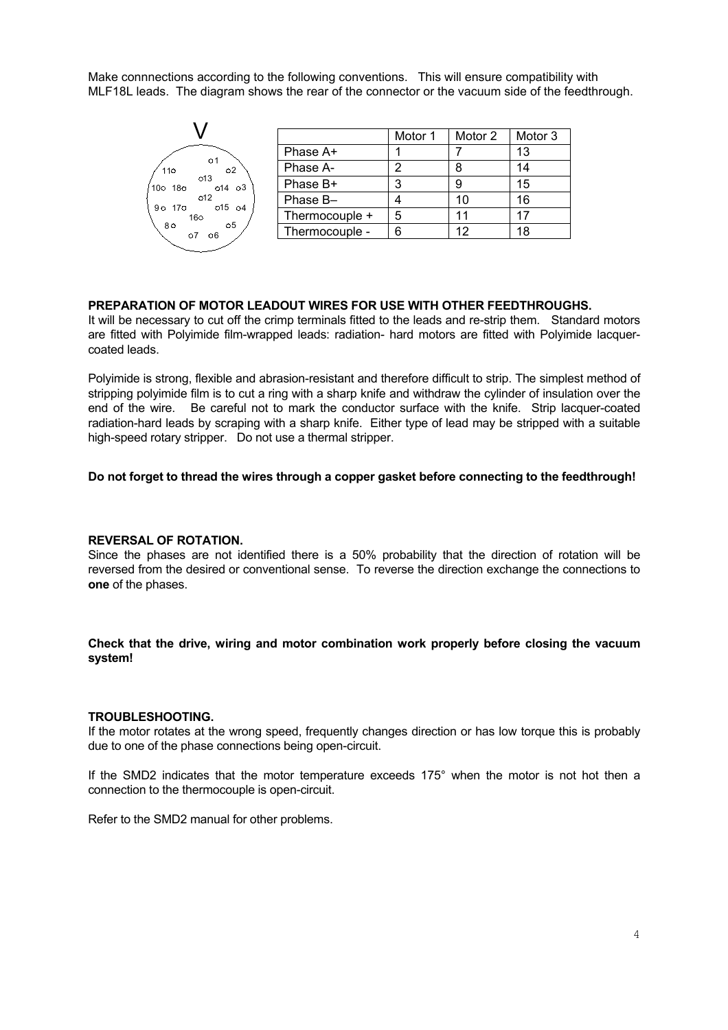Make connnections according to the following conventions. This will ensure compatibility with MLF18L leads. The diagram shows the rear of the connector or the vacuum side of the feedthrough.

| | Motor 1 | Motor 2 | Motor 3 |
|---|---|---|---|
| Phase A+ | 1 | 7 | 13 |
| Phase A- | 2 | 8 | 14 |
| Phase B+ | 3 | 9 | 15 |
| Phase B– | 4 | 10 | 16 |
| Thermocouple + | 5 | 11 | 17 |
| Thermocouple - | 6 | 12 | 18 |

**PREPARATION OF MOTOR LEADOUT WIRES FOR USE WITH OTHER FEEDTHROUGHS.**

It will be necessary to cut off the crimp terminals fitted to the leads and re-strip them. Standard motors are fitted with Polyimide film-wrapped leads: radiation- hard motors are fitted with Polyimide lacquer-coated leads.

Polyimide is strong, flexible and abrasion-resistant and therefore difficult to strip. The simplest method of stripping polyimide film is to cut a ring with a sharp knife and withdraw the cylinder of insulation over the end of the wire. Be careful not to mark the conductor surface with the knife. Strip lacquer-coated radiation-hard leads by scraping with a sharp knife. Either type of lead may be stripped with a suitable high-speed rotary stripper. Do not use a thermal stripper.

**Do not forget to thread the wires through a copper gasket before connecting to the feedthrough!**

**REVERSAL OF ROTATION.**

Since the phases are not identified there is a 50% probability that the direction of rotation will be reversed from the desired or conventional sense. To reverse the direction exchange the connections to **one** of the phases.

**Check that the drive, wiring and motor combination work properly before closing the vacuum system!**

**TROUBLESHOOTING.**

If the motor rotates at the wrong speed, frequently changes direction or has low torque this is probably due to one of the phase connections being open-circuit.

If the SMD2 indicates that the motor temperature exceeds 175° when the motor is not hot then a connection to the thermocouple is open-circuit.

Refer to the SMD2 manual for other problems.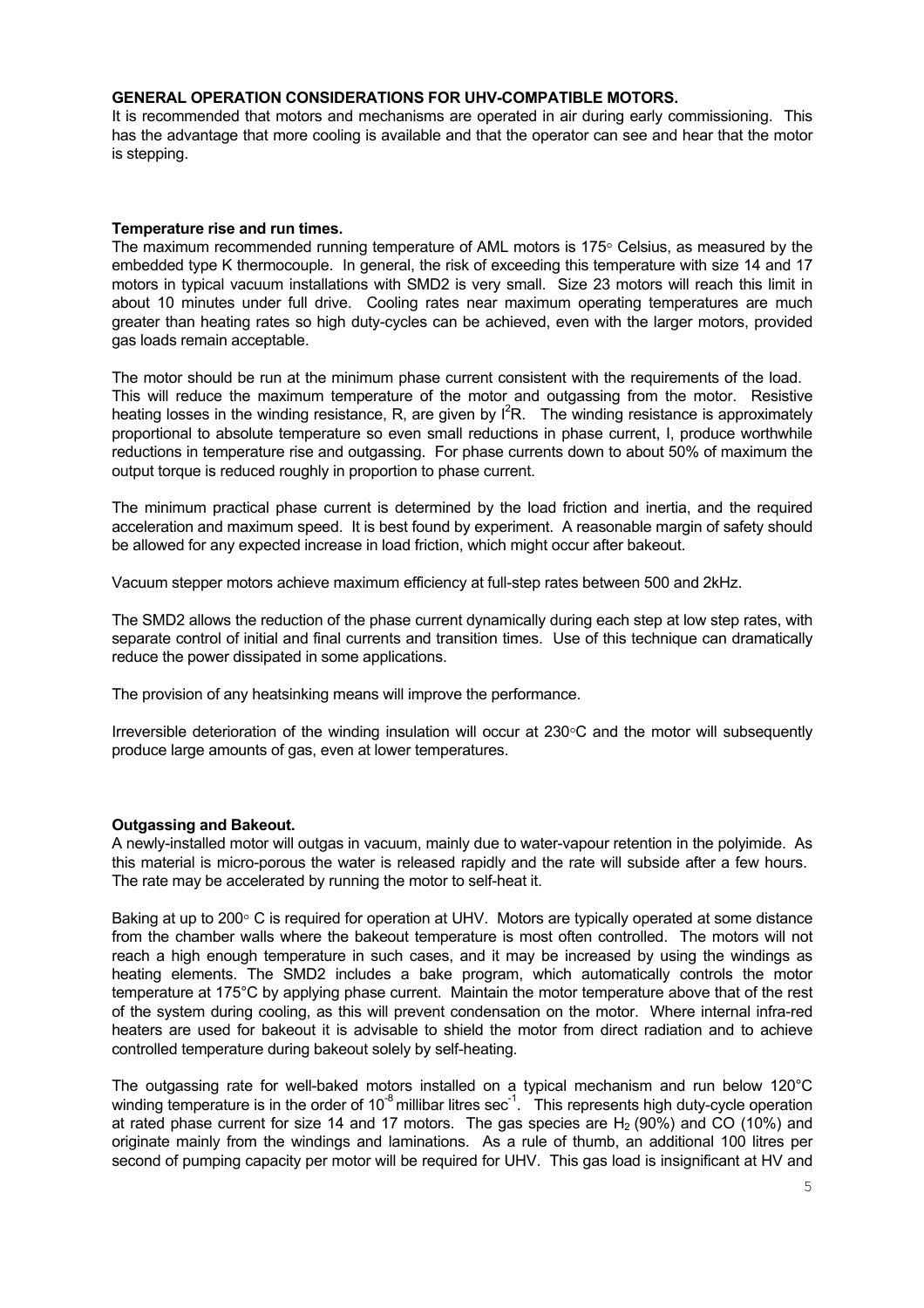### GENERAL OPERATION CONSIDERATIONS FOR UHV-COMPATIBLE MOTORS.

It is recommended that motors and mechanisms are operated in air during early commissioning. This has the advantage that more cooling is available and that the operator can see and hear that the motor is stepping.

#### Temperature rise and run times.

The maximum recommended running temperature of AML motors is 175◦ Celsius, as measured by the embedded type K thermocouple. In general, the risk of exceeding this temperature with size 14 and 17 motors in typical vacuum installations with SMD2 is very small. Size 23 motors will reach this limit in about 10 minutes under full drive. Cooling rates near maximum operating temperatures are much greater than heating rates so high duty-cycles can be achieved, even with the larger motors, provided gas loads remain acceptable.

The motor should be run at the minimum phase current consistent with the requirements of the load. This will reduce the maximum temperature of the motor and outgassing from the motor. Resistive heating losses in the winding resistance, R, are given by $I^2R$. The winding resistance is approximately proportional to absolute temperature so even small reductions in phase current, I, produce worthwhile reductions in temperature rise and outgassing. For phase currents down to about 50% of maximum the output torque is reduced roughly in proportion to phase current.

The minimum practical phase current is determined by the load friction and inertia, and the required acceleration and maximum speed. It is best found by experiment. A reasonable margin of safety should be allowed for any expected increase in load friction, which might occur after bakeout.

Vacuum stepper motors achieve maximum efficiency at full-step rates between 500 and 2kHz.

The SMD2 allows the reduction of the phase current dynamically during each step at low step rates, with separate control of initial and final currents and transition times. Use of this technique can dramatically reduce the power dissipated in some applications.

The provision of any heatsinking means will improve the performance.

Irreversible deterioration of the winding insulation will occur at 230◦C and the motor will subsequently produce large amounts of gas, even at lower temperatures.

#### Outgassing and Bakeout.

A newly-installed motor will outgas in vacuum, mainly due to water-vapour retention in the polyimide. As this material is micro-porous the water is released rapidly and the rate will subside after a few hours. The rate may be accelerated by running the motor to self-heat it.

Baking at up to 200◦ C is required for operation at UHV. Motors are typically operated at some distance from the chamber walls where the bakeout temperature is most often controlled. The motors will not reach a high enough temperature in such cases, and it may be increased by using the windings as heating elements. The SMD2 includes a bake program, which automatically controls the motor temperature at 175°C by applying phase current. Maintain the motor temperature above that of the rest of the system during cooling, as this will prevent condensation on the motor. Where internal infra-red heaters are used for bakeout it is advisable to shield the motor from direct radiation and to achieve controlled temperature during bakeout solely by self-heating.

The outgassing rate for well-baked motors installed on a typical mechanism and run below 120°C winding temperature is in the order of $10^{-8}$ millibar litres $sec^{-1}$. This represents high duty-cycle operation at rated phase current for size 14 and 17 motors. The gas species are $H_2$ (90%) and CO (10%) and originate mainly from the windings and laminations. As a rule of thumb, an additional 100 litres per second of pumping capacity per motor will be required for UHV. This gas load is insignificant at HV and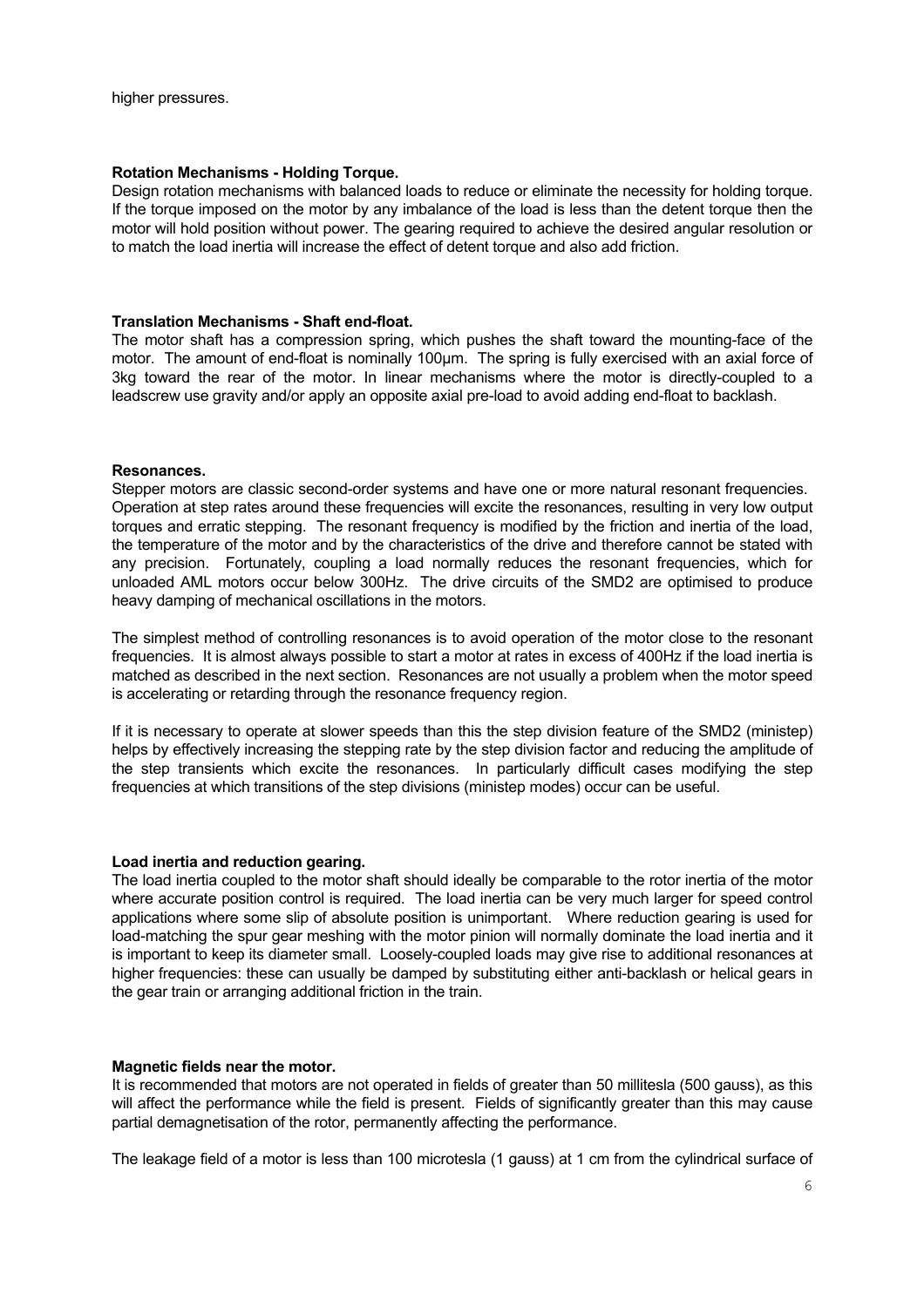higher pressures.

**Rotation Mechanisms - Holding Torque.**

Design rotation mechanisms with balanced loads to reduce or eliminate the necessity for holding torque. If the torque imposed on the motor by any imbalance of the load is less than the detent torque then the motor will hold position without power. The gearing required to achieve the desired angular resolution or to match the load inertia will increase the effect of detent torque and also add friction.

**Translation Mechanisms - Shaft end-float.**

The motor shaft has a compression spring, which pushes the shaft toward the mounting-face of the motor. The amount of end-float is nominally 100μm. The spring is fully exercised with an axial force of 3kg toward the rear of the motor. In linear mechanisms where the motor is directly-coupled to a leadscrew use gravity and/or apply an opposite axial pre-load to avoid adding end-float to backlash.

**Resonances.**

Stepper motors are classic second-order systems and have one or more natural resonant frequencies. Operation at step rates around these frequencies will excite the resonances, resulting in very low output torques and erratic stepping. The resonant frequency is modified by the friction and inertia of the load, the temperature of the motor and by the characteristics of the drive and therefore cannot be stated with any precision. Fortunately, coupling a load normally reduces the resonant frequencies, which for unloaded AML motors occur below 300Hz. The drive circuits of the SMD2 are optimised to produce heavy damping of mechanical oscillations in the motors.

The simplest method of controlling resonances is to avoid operation of the motor close to the resonant frequencies. It is almost always possible to start a motor at rates in excess of 400Hz if the load inertia is matched as described in the next section. Resonances are not usually a problem when the motor speed is accelerating or retarding through the resonance frequency region.

If it is necessary to operate at slower speeds than this the step division feature of the SMD2 (ministep) helps by effectively increasing the stepping rate by the step division factor and reducing the amplitude of the step transients which excite the resonances. In particularly difficult cases modifying the step frequencies at which transitions of the step divisions (ministep modes) occur can be useful.

**Load inertia and reduction gearing.**

The load inertia coupled to the motor shaft should ideally be comparable to the rotor inertia of the motor where accurate position control is required. The load inertia can be very much larger for speed control applications where some slip of absolute position is unimportant. Where reduction gearing is used for load-matching the spur gear meshing with the motor pinion will normally dominate the load inertia and it is important to keep its diameter small. Loosely-coupled loads may give rise to additional resonances at higher frequencies: these can usually be damped by substituting either anti-backlash or helical gears in the gear train or arranging additional friction in the train.

**Magnetic fields near the motor.**

It is recommended that motors are not operated in fields of greater than 50 millitesla (500 gauss), as this will affect the performance while the field is present. Fields of significantly greater than this may cause partial demagnetisation of the rotor, permanently affecting the performance.

The leakage field of a motor is less than 100 microtesla (1 gauss) at 1 cm from the cylindrical surface of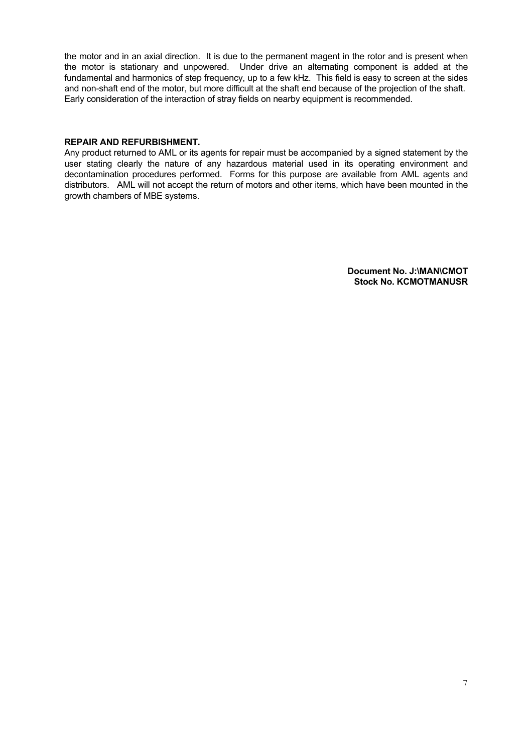the motor and in an axial direction. It is due to the permanent magent in the rotor and is present when the motor is stationary and unpowered. Under drive an alternating component is added at the fundamental and harmonics of step frequency, up to a few kHz. This field is easy to screen at the sides and non-shaft end of the motor, but more difficult at the shaft end because of the projection of the shaft. Early consideration of the interaction of stray fields on nearby equipment is recommended.

**REPAIR AND REFURBISHMENT.**

Any product returned to AML or its agents for repair must be accompanied by a signed statement by the user stating clearly the nature of any hazardous material used in its operating environment and decontamination procedures performed. Forms for this purpose are available from AML agents and distributors. AML will not accept the return of motors and other items, which have been mounted in the growth chambers of MBE systems.

**Document No. J:\MAN\CMOT**
**Stock No. KCMOTMANUSR**